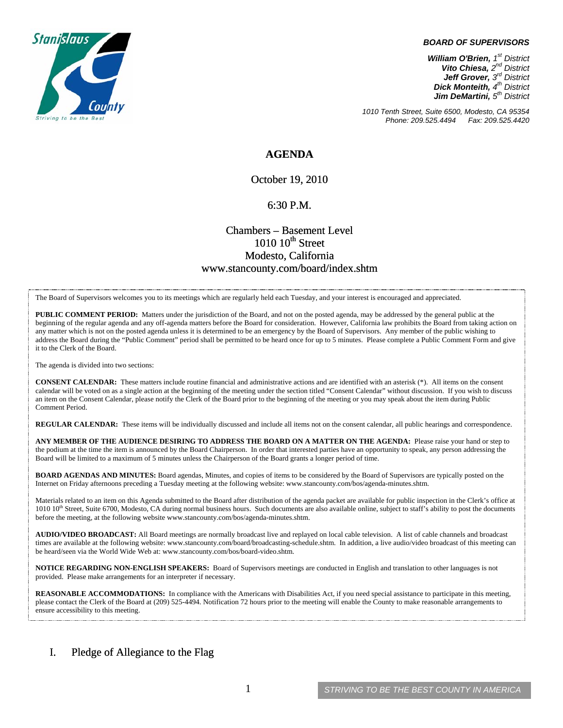**BOARD OF SUPERVISORS**

***William O'Brien,** 1st District*
***Vito Chiesa,** 2nd District*
***Jeff Grover,** 3rd District*
***Dick Monteith,** 4th District*
***Jim DeMartini,** 5th District*

*1010 Tenth Street, Suite 6500, Modesto, CA 95354*
*Phone: 209.525.4494 Fax: 209.525.4420*

# AGENDA

October 19, 2010

6:30 P.M.

Chambers – Basement Level
1010 10th Street
Modesto, California
www.stancounty.com/board/index.shtm

The Board of Supervisors welcomes you to its meetings which are regularly held each Tuesday, and your interest is encouraged and appreciated.

**PUBLIC COMMENT PERIOD:** Matters under the jurisdiction of the Board, and not on the posted agenda, may be addressed by the general public at the beginning of the regular agenda and any off-agenda matters before the Board for consideration. However, California law prohibits the Board from taking action on any matter which is not on the posted agenda unless it is determined to be an emergency by the Board of Supervisors. Any member of the public wishing to address the Board during the "Public Comment" period shall be permitted to be heard once for up to 5 minutes. Please complete a Public Comment Form and give it to the Clerk of the Board.

The agenda is divided into two sections:

**CONSENT CALENDAR:** These matters include routine financial and administrative actions and are identified with an asterisk (*). All items on the consent calendar will be voted on as a single action at the beginning of the meeting under the section titled "Consent Calendar" without discussion. If you wish to discuss an item on the Consent Calendar, please notify the Clerk of the Board prior to the beginning of the meeting or you may speak about the item during Public Comment Period.

**REGULAR CALENDAR:** These items will be individually discussed and include all items not on the consent calendar, all public hearings and correspondence.

**ANY MEMBER OF THE AUDIENCE DESIRING TO ADDRESS THE BOARD ON A MATTER ON THE AGENDA:** Please raise your hand or step to the podium at the time the item is announced by the Board Chairperson. In order that interested parties have an opportunity to speak, any person addressing the Board will be limited to a maximum of 5 minutes unless the Chairperson of the Board grants a longer period of time.

**BOARD AGENDAS AND MINUTES:** Board agendas, Minutes, and copies of items to be considered by the Board of Supervisors are typically posted on the Internet on Friday afternoons preceding a Tuesday meeting at the following website: www.stancounty.com/bos/agenda-minutes.shtm.

Materials related to an item on this Agenda submitted to the Board after distribution of the agenda packet are available for public inspection in the Clerk's office at 1010 10th Street, Suite 6700, Modesto, CA during normal business hours. Such documents are also available online, subject to staff's ability to post the documents before the meeting, at the following website www.stancounty.com/bos/agenda-minutes.shtm.

**AUDIO/VIDEO BROADCAST:** All Board meetings are normally broadcast live and replayed on local cable television. A list of cable channels and broadcast times are available at the following website: www.stancounty.com/board/broadcasting-schedule.shtm. In addition, a live audio/video broadcast of this meeting can be heard/seen via the World Wide Web at: www.stancounty.com/bos/board-video.shtm.

**NOTICE REGARDING NON-ENGLISH SPEAKERS:** Board of Supervisors meetings are conducted in English and translation to other languages is not provided. Please make arrangements for an interpreter if necessary.

**REASONABLE ACCOMMODATIONS:** In compliance with the Americans with Disabilities Act, if you need special assistance to participate in this meeting, please contact the Clerk of the Board at (209) 525-4494. Notification 72 hours prior to the meeting will enable the County to make reasonable arrangements to ensure accessibility to this meeting.

## I. Pledge of Allegiance to the Flag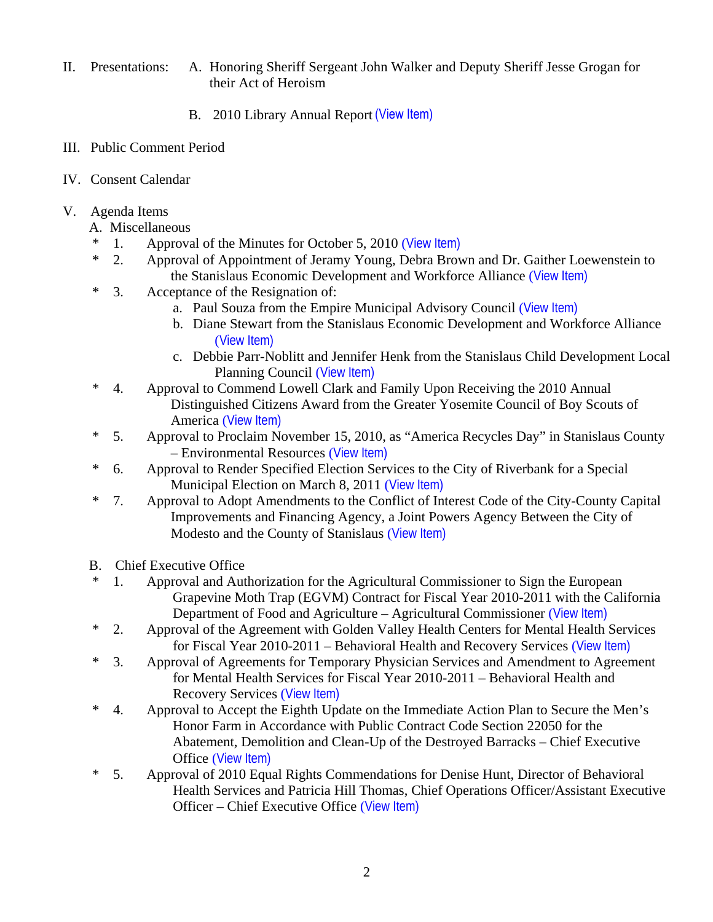II. Presentations: A. Honoring Sheriff Sergeant John Walker and Deputy Sheriff Jesse Grogan for their Act of Heroism

B. 2010 Library Annual Report (View Item)

III. Public Comment Period

IV. Consent Calendar

V. Agenda Items

A. Miscellaneous

\* 1. Approval of the Minutes for October 5, 2010 (View Item)

\* 2. Approval of Appointment of Jeramy Young, Debra Brown and Dr. Gaither Loewenstein to the Stanislaus Economic Development and Workforce Alliance (View Item)

\* 3. Acceptance of the Resignation of:

  a. Paul Souza from the Empire Municipal Advisory Council (View Item)

  b. Diane Stewart from the Stanislaus Economic Development and Workforce Alliance (View Item)

  c. Debbie Parr-Noblitt and Jennifer Henk from the Stanislaus Child Development Local Planning Council (View Item)

\* 4. Approval to Commend Lowell Clark and Family Upon Receiving the 2010 Annual Distinguished Citizens Award from the Greater Yosemite Council of Boy Scouts of America (View Item)

\* 5. Approval to Proclaim November 15, 2010, as “America Recycles Day” in Stanislaus County – Environmental Resources (View Item)

\* 6. Approval to Render Specified Election Services to the City of Riverbank for a Special Municipal Election on March 8, 2011 (View Item)

\* 7. Approval to Adopt Amendments to the Conflict of Interest Code of the City-County Capital Improvements and Financing Agency, a Joint Powers Agency Between the City of Modesto and the County of Stanislaus (View Item)

B. Chief Executive Office

\* 1. Approval and Authorization for the Agricultural Commissioner to Sign the European Grapevine Moth Trap (EGVM) Contract for Fiscal Year 2010-2011 with the California Department of Food and Agriculture – Agricultural Commissioner (View Item)

\* 2. Approval of the Agreement with Golden Valley Health Centers for Mental Health Services for Fiscal Year 2010-2011 – Behavioral Health and Recovery Services (View Item)

\* 3. Approval of Agreements for Temporary Physician Services and Amendment to Agreement for Mental Health Services for Fiscal Year 2010-2011 – Behavioral Health and Recovery Services (View Item)

\* 4. Approval to Accept the Eighth Update on the Immediate Action Plan to Secure the Men’s Honor Farm in Accordance with Public Contract Code Section 22050 for the Abatement, Demolition and Clean-Up of the Destroyed Barracks – Chief Executive Office (View Item)

\* 5. Approval of 2010 Equal Rights Commendations for Denise Hunt, Director of Behavioral Health Services and Patricia Hill Thomas, Chief Operations Officer/Assistant Executive Officer – Chief Executive Office (View Item)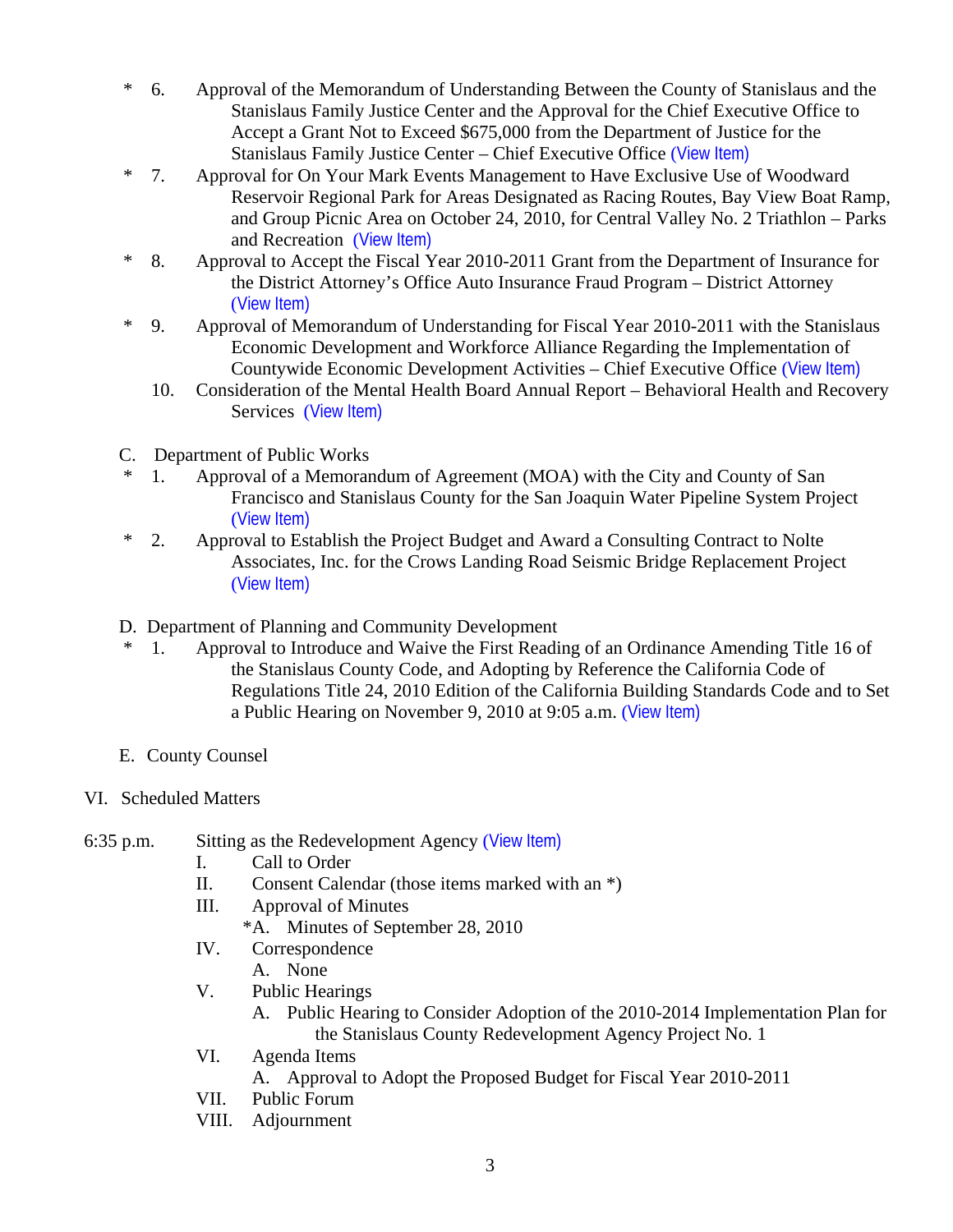\* 6. Approval of the Memorandum of Understanding Between the County of Stanislaus and the Stanislaus Family Justice Center and the Approval for the Chief Executive Office to Accept a Grant Not to Exceed $675,000 from the Department of Justice for the Stanislaus Family Justice Center – Chief Executive Office (View Item)

\* 7. Approval for On Your Mark Events Management to Have Exclusive Use of Woodward Reservoir Regional Park for Areas Designated as Racing Routes, Bay View Boat Ramp, and Group Picnic Area on October 24, 2010, for Central Valley No. 2 Triathlon – Parks and Recreation (View Item)

\* 8. Approval to Accept the Fiscal Year 2010-2011 Grant from the Department of Insurance for the District Attorney's Office Auto Insurance Fraud Program – District Attorney (View Item)

\* 9. Approval of Memorandum of Understanding for Fiscal Year 2010-2011 with the Stanislaus Economic Development and Workforce Alliance Regarding the Implementation of Countywide Economic Development Activities – Chief Executive Office (View Item)

10. Consideration of the Mental Health Board Annual Report – Behavioral Health and Recovery Services (View Item)

C. Department of Public Works

\* 1. Approval of a Memorandum of Agreement (MOA) with the City and County of San Francisco and Stanislaus County for the San Joaquin Water Pipeline System Project (View Item)

\* 2. Approval to Establish the Project Budget and Award a Consulting Contract to Nolte Associates, Inc. for the Crows Landing Road Seismic Bridge Replacement Project (View Item)

D. Department of Planning and Community Development

\* 1. Approval to Introduce and Waive the First Reading of an Ordinance Amending Title 16 of the Stanislaus County Code, and Adopting by Reference the California Code of Regulations Title 24, 2010 Edition of the California Building Standards Code and to Set a Public Hearing on November 9, 2010 at 9:05 a.m. (View Item)

E. County Counsel

VI. Scheduled Matters

6:35 p.m. Sitting as the Redevelopment Agency (View Item)

- I. Call to Order
- II. Consent Calendar (those items marked with an *)
- III. Approval of Minutes
  - *A. Minutes of September 28, 2010
- IV. Correspondence
  - A. None
- V. Public Hearings
  - A. Public Hearing to Consider Adoption of the 2010-2014 Implementation Plan for the Stanislaus County Redevelopment Agency Project No. 1
- VI. Agenda Items
  - A. Approval to Adopt the Proposed Budget for Fiscal Year 2010-2011
- VII. Public Forum
- VIII. Adjournment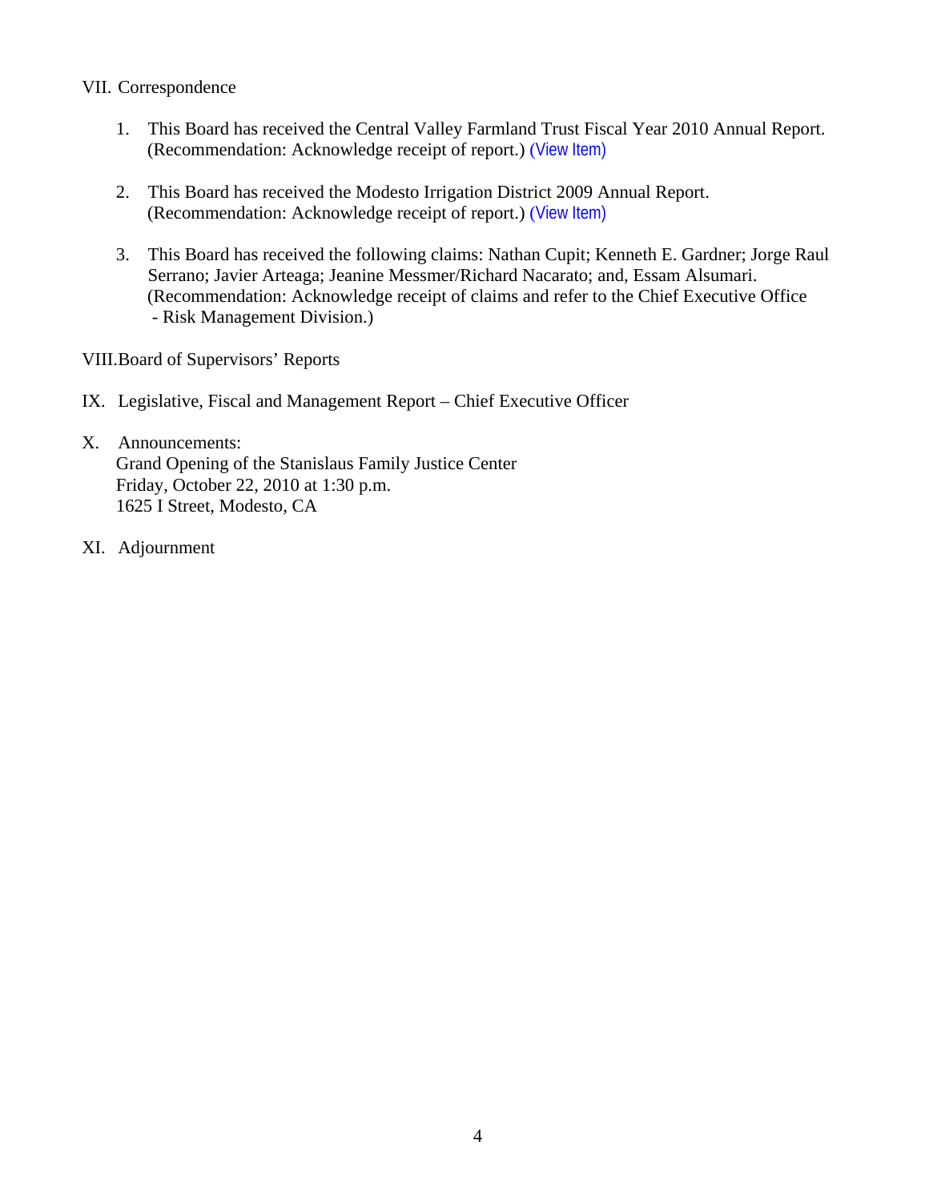VII. Correspondence

1. This Board has received the Central Valley Farmland Trust Fiscal Year 2010 Annual Report. (Recommendation: Acknowledge receipt of report.) (View Item)

2. This Board has received the Modesto Irrigation District 2009 Annual Report. (Recommendation: Acknowledge receipt of report.) (View Item)

3. This Board has received the following claims: Nathan Cupit; Kenneth E. Gardner; Jorge Raul Serrano; Javier Arteaga; Jeanine Messmer/Richard Nacarato; and, Essam Alsumari. (Recommendation: Acknowledge receipt of claims and refer to the Chief Executive Office - Risk Management Division.)

VIII. Board of Supervisors' Reports

IX. Legislative, Fiscal and Management Report – Chief Executive Officer

X. Announcements:
Grand Opening of the Stanislaus Family Justice Center
Friday, October 22, 2010 at 1:30 p.m.
1625 I Street, Modesto, CA

XI. Adjournment